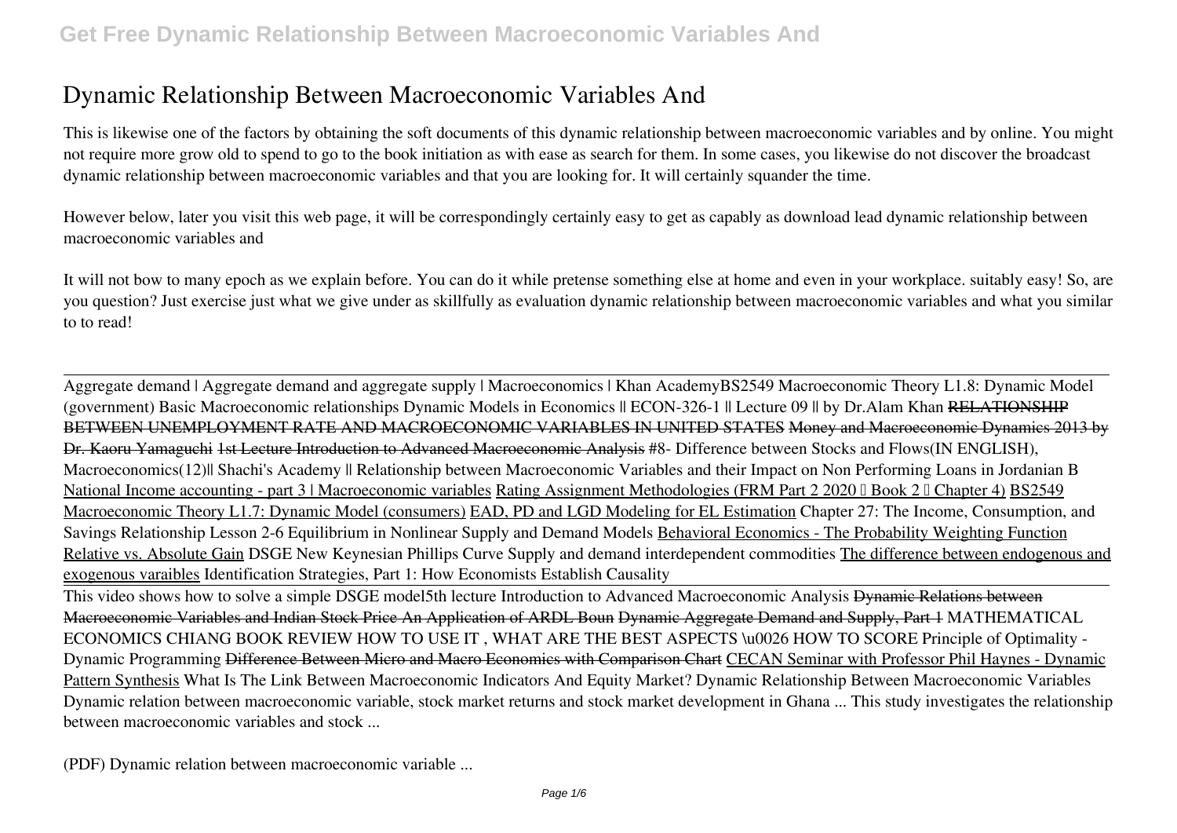# Dynamic Relationship Between Macroeconomic Variables And

This is likewise one of the factors by obtaining the soft documents of this dynamic relationship between macroeconomic variables and by online. You might not require more grow old to spend to go to the book initiation as with ease as search for them. In some cases, you likewise do not discover the broadcast dynamic relationship between macroeconomic variables and that you are looking for. It will certainly squander the time.

However below, later you visit this web page, it will be correspondingly certainly easy to get as capably as download lead dynamic relationship between macroeconomic variables and

It will not bow to many epoch as we explain before. You can do it while pretense something else at home and even in your workplace. suitably easy! So, are you question? Just exercise just what we give under as skillfully as evaluation dynamic relationship between macroeconomic variables and what you similar to to read!

---

Aggregate demand | Aggregate demand and aggregate supply | Macroeconomics | Khan Academy *BS2549 Macroeconomic Theory L1.8: Dynamic Model (government)* *Basic Macroeconomic relationships* *Dynamic Models in Economics || ECON-326-1 || Lecture 09 || by Dr.Alam Khan* ~~RELATIONSHIP BETWEEN UNEMPLOYMENT RATE AND MACROECONOMIC VARIABLES IN UNITED STATES~~ ~~Money and Macroeconomic Dynamics 2013 by Dr. Kaoru Yamaguchi~~ 1st Lecture Introduction to Advanced Macroeconomic Analysis *#8- Difference between Stocks and Flows(IN ENGLISH), Macroeconomics(12)|| Shachi's Academy ||* *Relationship between Macroeconomic Variables and their Impact on Non Performing Loans in Jordanian B* National Income accounting - part 3 | Macroeconomic variables Rating Assignment Methodologies (FRM Part 2 2020 – Book 2 – Chapter 4) BS2549 Macroeconomic Theory L1.7: Dynamic Model (consumers) EAD, PD and LGD Modeling for EL Estimation *Chapter 27: The Income, Consumption, and Savings Relationship* *Lesson 2-6 Equilibrium in Nonlinear Supply and Demand Models* Behavioral Economics - The Probability Weighting Function Relative vs. Absolute Gain *DSGE New Keynesian Phillips Curve* *Supply and demand interdependent commodities* The difference between endogenous and exogenous varaibles *Identification Strategies, Part 1: How Economists Establish Causality*

---

This video shows how to solve a simple DSGE model *5th lecture Introduction to Advanced Macroeconomic Analysis* ~~Dynamic Relations between Macroeconomic Variables and Indian Stock Price An Application of ARDL Boun~~ ~~Dynamic Aggregate Demand and Supply, Part 1~~ *MATHEMATICAL ECONOMICS CHIANG BOOK REVIEW HOW TO USE IT , WHAT ARE THE BEST ASPECTS \u0026 HOW TO SCORE* *Principle of Optimality - Dynamic Programming* ~~Difference Between Micro and Macro Economics with Comparison Chart~~ CECAN Seminar with Professor Phil Haynes - Dynamic Pattern Synthesis *What Is The Link Between Macroeconomic Indicators And Equity Market?* *Dynamic Relationship Between Macroeconomic Variables*

Dynamic relation between macroeconomic variable, stock market returns and stock market development in Ghana ... This study investigates the relationship between macroeconomic variables and stock ...

(PDF) Dynamic relation between macroeconomic variable ...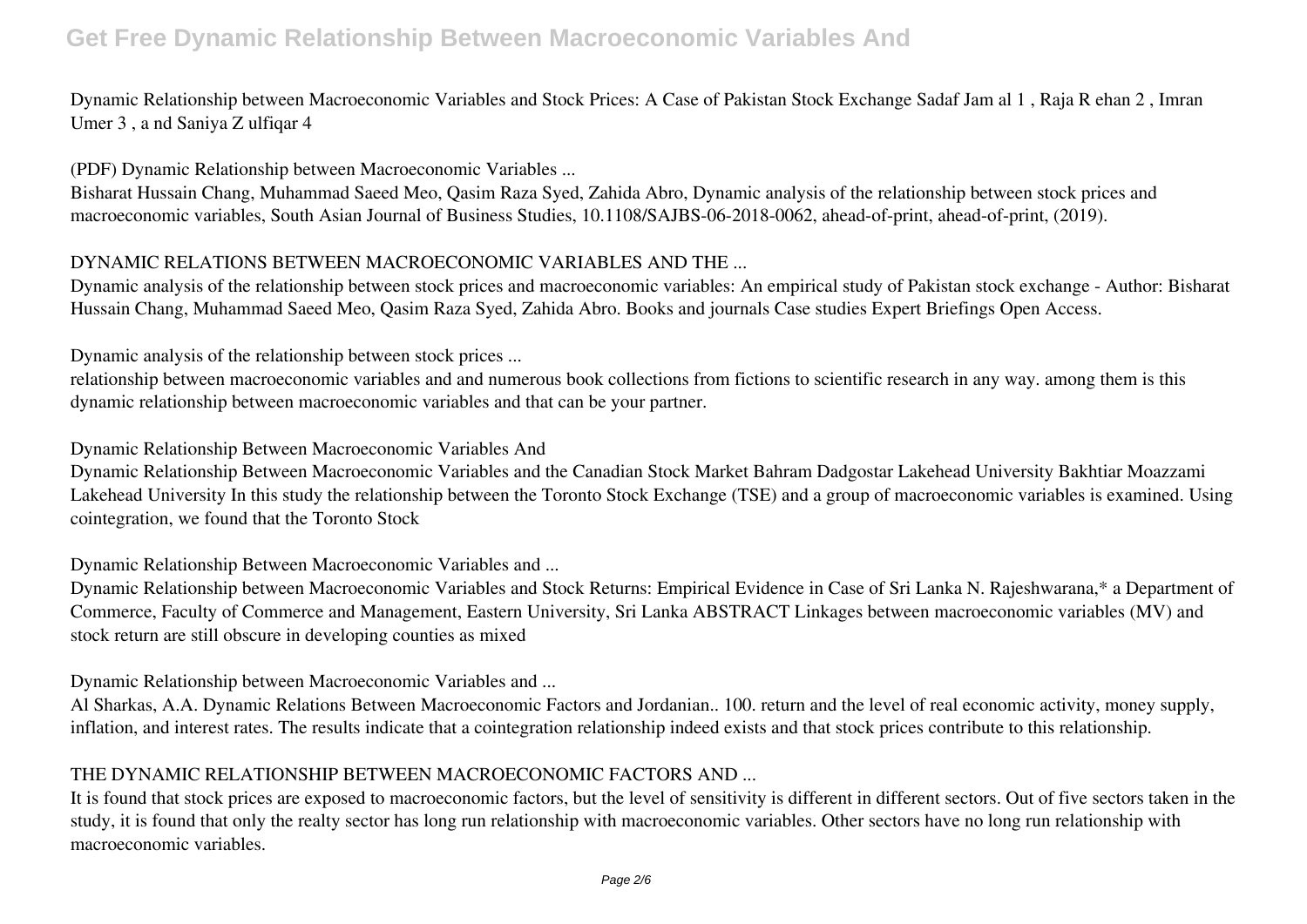Dynamic Relationship between Macroeconomic Variables and Stock Prices: A Case of Pakistan Stock Exchange Sadaf Jam al 1 , Raja R ehan 2 , Imran Umer 3 , a nd Saniya Z ulfiqar 4

(PDF) Dynamic Relationship between Macroeconomic Variables ...

Bisharat Hussain Chang, Muhammad Saeed Meo, Qasim Raza Syed, Zahida Abro, Dynamic analysis of the relationship between stock prices and macroeconomic variables, South Asian Journal of Business Studies, 10.1108/SAJBS-06-2018-0062, ahead-of-print, ahead-of-print, (2019).

DYNAMIC RELATIONS BETWEEN MACROECONOMIC VARIABLES AND THE ...

Dynamic analysis of the relationship between stock prices and macroeconomic variables: An empirical study of Pakistan stock exchange - Author: Bisharat Hussain Chang, Muhammad Saeed Meo, Qasim Raza Syed, Zahida Abro. Books and journals Case studies Expert Briefings Open Access.

Dynamic analysis of the relationship between stock prices ...

relationship between macroeconomic variables and and numerous book collections from fictions to scientific research in any way. among them is this dynamic relationship between macroeconomic variables and that can be your partner.

Dynamic Relationship Between Macroeconomic Variables And

Dynamic Relationship Between Macroeconomic Variables and the Canadian Stock Market Bahram Dadgostar Lakehead University Bakhtiar Moazzami Lakehead University In this study the relationship between the Toronto Stock Exchange (TSE) and a group of macroeconomic variables is examined. Using cointegration, we found that the Toronto Stock

Dynamic Relationship Between Macroeconomic Variables and ...

Dynamic Relationship between Macroeconomic Variables and Stock Returns: Empirical Evidence in Case of Sri Lanka N. Rajeshwarana,* a Department of Commerce, Faculty of Commerce and Management, Eastern University, Sri Lanka ABSTRACT Linkages between macroeconomic variables (MV) and stock return are still obscure in developing counties as mixed

Dynamic Relationship between Macroeconomic Variables and ...

Al Sharkas, A.A. Dynamic Relations Between Macroeconomic Factors and Jordanian.. 100. return and the level of real economic activity, money supply, inflation, and interest rates. The results indicate that a cointegration relationship indeed exists and that stock prices contribute to this relationship.

THE DYNAMIC RELATIONSHIP BETWEEN MACROECONOMIC FACTORS AND ...

It is found that stock prices are exposed to macroeconomic factors, but the level of sensitivity is different in different sectors. Out of five sectors taken in the study, it is found that only the realty sector has long run relationship with macroeconomic variables. Other sectors have no long run relationship with macroeconomic variables.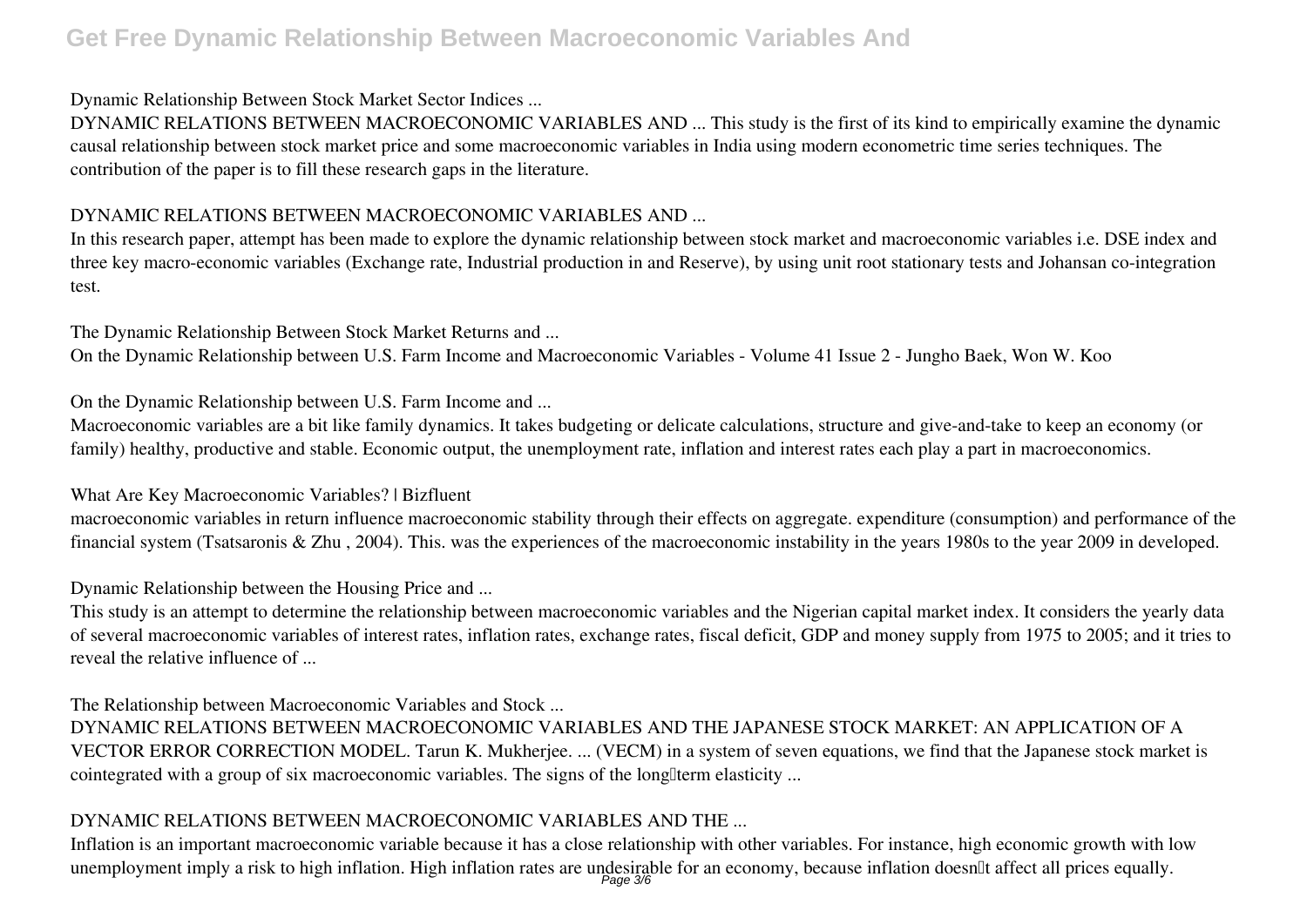Dynamic Relationship Between Stock Market Sector Indices ...

DYNAMIC RELATIONS BETWEEN MACROECONOMIC VARIABLES AND ... This study is the first of its kind to empirically examine the dynamic causal relationship between stock market price and some macroeconomic variables in India using modern econometric time series techniques. The contribution of the paper is to fill these research gaps in the literature.

DYNAMIC RELATIONS BETWEEN MACROECONOMIC VARIABLES AND ...

In this research paper, attempt has been made to explore the dynamic relationship between stock market and macroeconomic variables i.e. DSE index and three key macro-economic variables (Exchange rate, Industrial production in and Reserve), by using unit root stationary tests and Johansan co-integration test.

The Dynamic Relationship Between Stock Market Returns and ...

On the Dynamic Relationship between U.S. Farm Income and Macroeconomic Variables - Volume 41 Issue 2 - Jungho Baek, Won W. Koo

On the Dynamic Relationship between U.S. Farm Income and ...

Macroeconomic variables are a bit like family dynamics. It takes budgeting or delicate calculations, structure and give-and-take to keep an economy (or family) healthy, productive and stable. Economic output, the unemployment rate, inflation and interest rates each play a part in macroeconomics.

What Are Key Macroeconomic Variables? | Bizfluent

macroeconomic variables in return influence macroeconomic stability through their effects on aggregate. expenditure (consumption) and performance of the financial system (Tsatsaronis & Zhu , 2004). This. was the experiences of the macroeconomic instability in the years 1980s to the year 2009 in developed.

Dynamic Relationship between the Housing Price and ...

This study is an attempt to determine the relationship between macroeconomic variables and the Nigerian capital market index. It considers the yearly data of several macroeconomic variables of interest rates, inflation rates, exchange rates, fiscal deficit, GDP and money supply from 1975 to 2005; and it tries to reveal the relative influence of ...

The Relationship between Macroeconomic Variables and Stock ...

DYNAMIC RELATIONS BETWEEN MACROECONOMIC VARIABLES AND THE JAPANESE STOCK MARKET: AN APPLICATION OF A VECTOR ERROR CORRECTION MODEL. Tarun K. Mukherjee. ... (VECM) in a system of seven equations, we find that the Japanese stock market is cointegrated with a group of six macroeconomic variables. The signs of the long‐term elasticity ...

DYNAMIC RELATIONS BETWEEN MACROECONOMIC VARIABLES AND THE ...

Inflation is an important macroeconomic variable because it has a close relationship with other variables. For instance, high economic growth with low unemployment imply a risk to high inflation. High inflation rates are undesirable for an economy, because inflation doesn't affect all prices equally.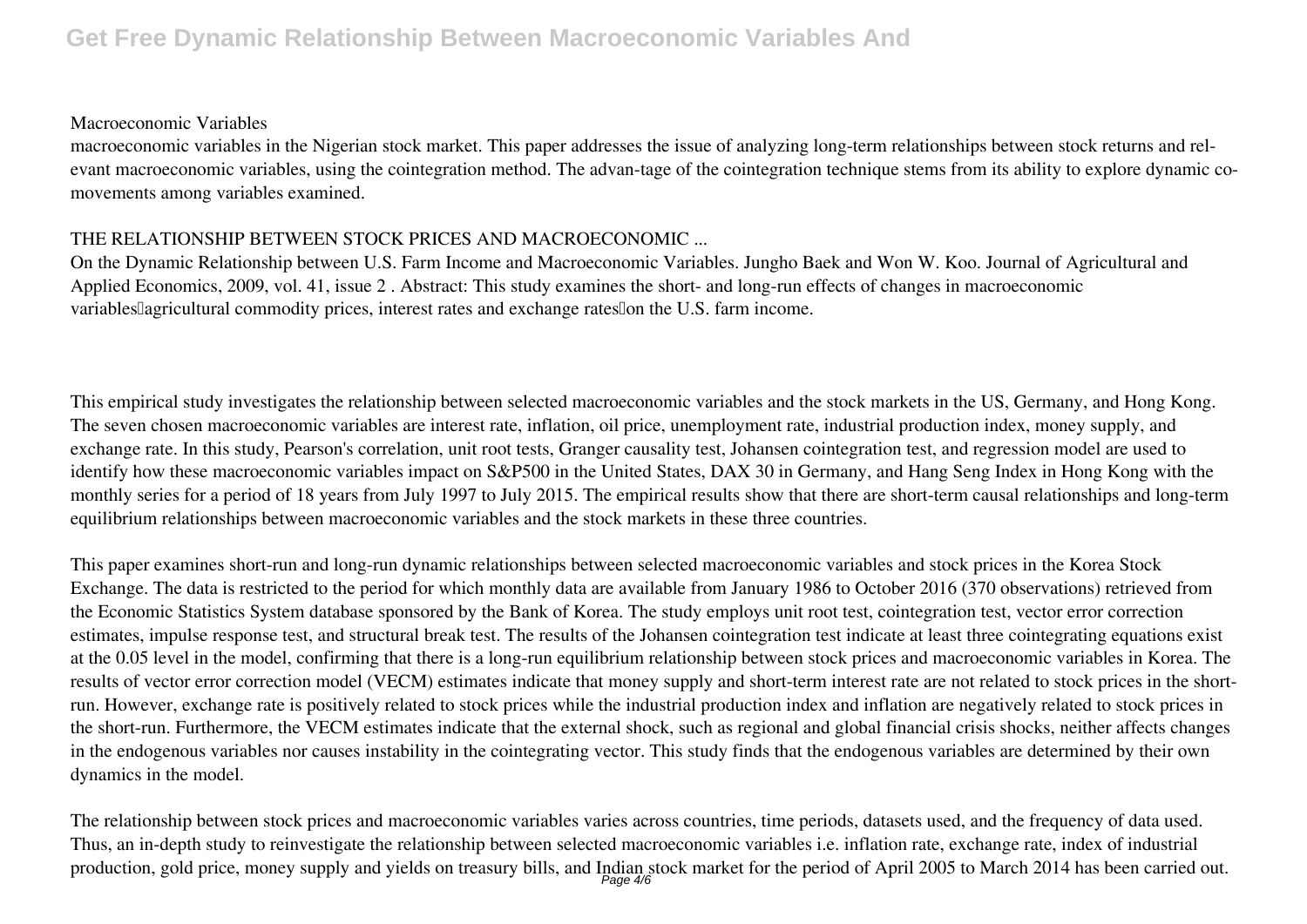Macroeconomic Variables

macroeconomic variables in the Nigerian stock market. This paper addresses the issue of analyzing long-term relationships between stock returns and relevant macroeconomic variables, using the cointegration method. The advan-tage of the cointegration technique stems from its ability to explore dynamic co-movements among variables examined.

THE RELATIONSHIP BETWEEN STOCK PRICES AND MACROECONOMIC ...

On the Dynamic Relationship between U.S. Farm Income and Macroeconomic Variables. Jungho Baek and Won W. Koo. Journal of Agricultural and Applied Economics, 2009, vol. 41, issue 2 . Abstract: This study examines the short- and long-run effects of changes in macroeconomic variables—agricultural commodity prices, interest rates and exchange rates—on the U.S. farm income.

This empirical study investigates the relationship between selected macroeconomic variables and the stock markets in the US, Germany, and Hong Kong. The seven chosen macroeconomic variables are interest rate, inflation, oil price, unemployment rate, industrial production index, money supply, and exchange rate. In this study, Pearson's correlation, unit root tests, Granger causality test, Johansen cointegration test, and regression model are used to identify how these macroeconomic variables impact on S&P500 in the United States, DAX 30 in Germany, and Hang Seng Index in Hong Kong with the monthly series for a period of 18 years from July 1997 to July 2015. The empirical results show that there are short-term causal relationships and long-term equilibrium relationships between macroeconomic variables and the stock markets in these three countries.

This paper examines short-run and long-run dynamic relationships between selected macroeconomic variables and stock prices in the Korea Stock Exchange. The data is restricted to the period for which monthly data are available from January 1986 to October 2016 (370 observations) retrieved from the Economic Statistics System database sponsored by the Bank of Korea. The study employs unit root test, cointegration test, vector error correction estimates, impulse response test, and structural break test. The results of the Johansen cointegration test indicate at least three cointegrating equations exist at the 0.05 level in the model, confirming that there is a long-run equilibrium relationship between stock prices and macroeconomic variables in Korea. The results of vector error correction model (VECM) estimates indicate that money supply and short-term interest rate are not related to stock prices in the short-run. However, exchange rate is positively related to stock prices while the industrial production index and inflation are negatively related to stock prices in the short-run. Furthermore, the VECM estimates indicate that the external shock, such as regional and global financial crisis shocks, neither affects changes in the endogenous variables nor causes instability in the cointegrating vector. This study finds that the endogenous variables are determined by their own dynamics in the model.

The relationship between stock prices and macroeconomic variables varies across countries, time periods, datasets used, and the frequency of data used. Thus, an in-depth study to reinvestigate the relationship between selected macroeconomic variables i.e. inflation rate, exchange rate, index of industrial production, gold price, money supply and yields on treasury bills, and Indian stock market for the period of April 2005 to March 2014 has been carried out.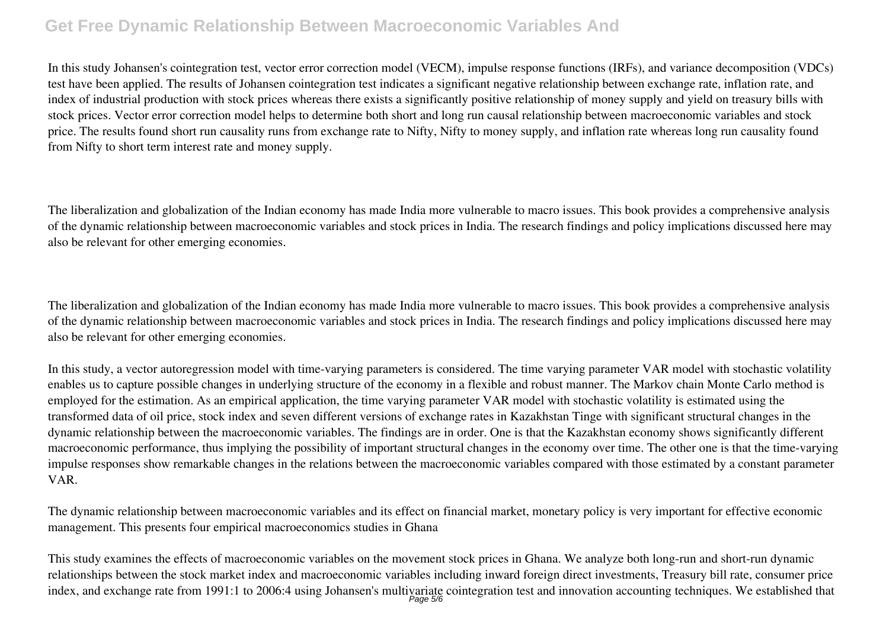In this study Johansen's cointegration test, vector error correction model (VECM), impulse response functions (IRFs), and variance decomposition (VDCs) test have been applied. The results of Johansen cointegration test indicates a significant negative relationship between exchange rate, inflation rate, and index of industrial production with stock prices whereas there exists a significantly positive relationship of money supply and yield on treasury bills with stock prices. Vector error correction model helps to determine both short and long run causal relationship between macroeconomic variables and stock price. The results found short run causality runs from exchange rate to Nifty, Nifty to money supply, and inflation rate whereas long run causality found from Nifty to short term interest rate and money supply.

The liberalization and globalization of the Indian economy has made India more vulnerable to macro issues. This book provides a comprehensive analysis of the dynamic relationship between macroeconomic variables and stock prices in India. The research findings and policy implications discussed here may also be relevant for other emerging economies.

The liberalization and globalization of the Indian economy has made India more vulnerable to macro issues. This book provides a comprehensive analysis of the dynamic relationship between macroeconomic variables and stock prices in India. The research findings and policy implications discussed here may also be relevant for other emerging economies.

In this study, a vector autoregression model with time-varying parameters is considered. The time varying parameter VAR model with stochastic volatility enables us to capture possible changes in underlying structure of the economy in a flexible and robust manner. The Markov chain Monte Carlo method is employed for the estimation. As an empirical application, the time varying parameter VAR model with stochastic volatility is estimated using the transformed data of oil price, stock index and seven different versions of exchange rates in Kazakhstan Tinge with significant structural changes in the dynamic relationship between the macroeconomic variables. The findings are in order. One is that the Kazakhstan economy shows significantly different macroeconomic performance, thus implying the possibility of important structural changes in the economy over time. The other one is that the time-varying impulse responses show remarkable changes in the relations between the macroeconomic variables compared with those estimated by a constant parameter VAR.

The dynamic relationship between macroeconomic variables and its effect on financial market, monetary policy is very important for effective economic management. This presents four empirical macroeconomics studies in Ghana

This study examines the effects of macroeconomic variables on the movement stock prices in Ghana. We analyze both long-run and short-run dynamic relationships between the stock market index and macroeconomic variables including inward foreign direct investments, Treasury bill rate, consumer price index, and exchange rate from 1991:1 to 2006:4 using Johansen's multivariate cointegration test and innovation accounting techniques. We established that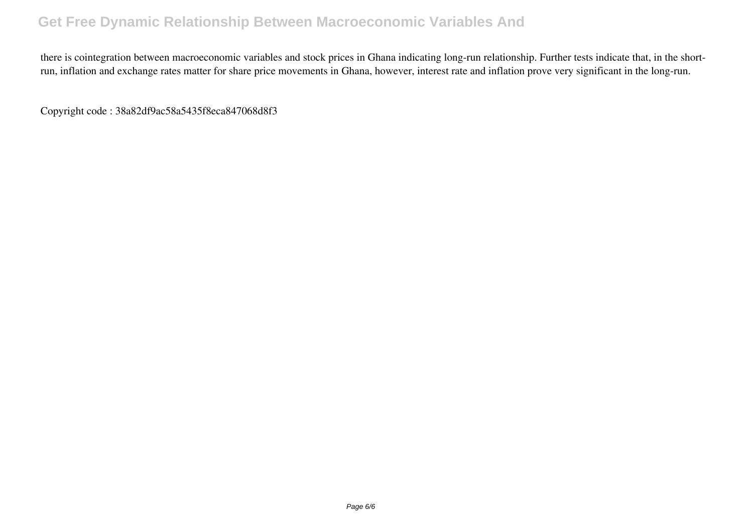there is cointegration between macroeconomic variables and stock prices in Ghana indicating long-run relationship. Further tests indicate that, in the short-run, inflation and exchange rates matter for share price movements in Ghana, however, interest rate and inflation prove very significant in the long-run.

Copyright code : 38a82df9ac58a5435f8eca847068d8f3